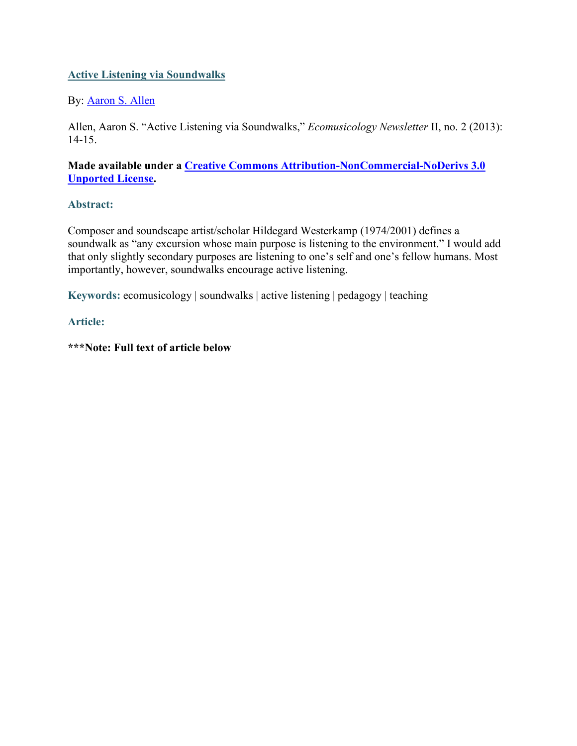# Active Listening via Soundwalks

By: Aaron S. Allen

Allen, Aaron S. "Active Listening via Soundwalks," *Ecomusicology Newsletter* II, no. 2 (2013): 14-15.

**Made available under a Creative Commons Attribution-NonCommercial-NoDerivs 3.0 Unported License.**

## Abstract:

Composer and soundscape artist/scholar Hildegard Westerkamp (1974/2001) defines a soundwalk as "any excursion whose main purpose is listening to the environment." I would add that only slightly secondary purposes are listening to one's self and one's fellow humans. Most importantly, however, soundwalks encourage active listening.

**Keywords:** ecomusicology | soundwalks | active listening | pedagogy | teaching

## Article:

**\*\*\*Note: Full text of article below**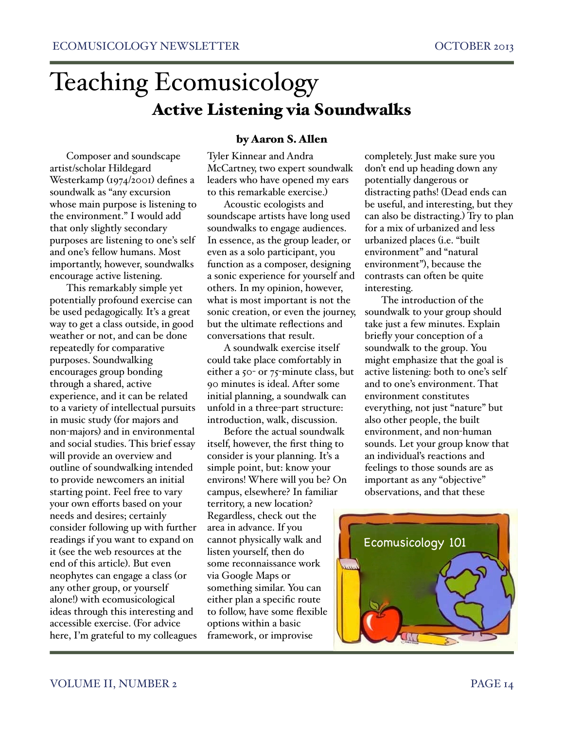# Teaching Ecomusicology

## Active Listening via Soundwalks

**by Aaron S. Allen**

Composer and soundscape artist/scholar Hildegard Westerkamp (1974/2001) defines a soundwalk as "any excursion whose main purpose is listening to the environment." I would add that only slightly secondary purposes are listening to one's self and one's fellow humans. Most importantly, however, soundwalks encourage active listening.

This remarkably simple yet potentially profound exercise can be used pedagogically. It's a great way to get a class outside, in good weather or not, and can be done repeatedly for comparative purposes. Soundwalking encourages group bonding through a shared, active experience, and it can be related to a variety of intellectual pursuits in music study (for majors and non-majors) and in environmental and social studies. This brief essay will provide an overview and outline of soundwalking intended to provide newcomers an initial starting point. Feel free to vary your own efforts based on your needs and desires; certainly consider following up with further readings if you want to expand on it (see the web resources at the end of this article). But even neophytes can engage a class (or any other group, or yourself alone!) with ecomusicological ideas through this interesting and accessible exercise. (For advice here, I'm grateful to my colleagues Tyler Kinnear and Andra McCartney, two expert soundwalk leaders who have opened my ears to this remarkable exercise.)

Acoustic ecologists and soundscape artists have long used soundwalks to engage audiences. In essence, as the group leader, or even as a solo participant, you function as a composer, designing a sonic experience for yourself and others. In my opinion, however, what is most important is not the sonic creation, or even the journey, but the ultimate reflections and conversations that result.

A soundwalk exercise itself could take place comfortably in either a 50- or 75-minute class, but 90 minutes is ideal. After some initial planning, a soundwalk can unfold in a three-part structure: introduction, walk, discussion.

Before the actual soundwalk itself, however, the first thing to consider is your planning. It's a simple point, but: know your environs! Where will you be? On campus, elsewhere? In familiar territory, a new location? Regardless, check out the area in advance. If you cannot physically walk and listen yourself, then do some reconnaissance work via Google Maps or something similar. You can either plan a specific route to follow, have some flexible options within a basic framework, or improvise completely. Just make sure you don't end up heading down any potentially dangerous or distracting paths! (Dead ends can be useful, and interesting, but they can also be distracting.) Try to plan for a mix of urbanized and less urbanized places (i.e. "built environment" and "natural environment"), because the contrasts can often be quite interesting.

The introduction of the soundwalk to your group should take just a few minutes. Explain briefly your conception of a soundwalk to the group. You might emphasize that the goal is active listening: both to one's self and to one's environment. That environment constitutes everything, not just "nature" but also other people, the built environment, and non-human sounds. Let your group know that an individual's reactions and feelings to those sounds are as important as any "objective" observations, and that these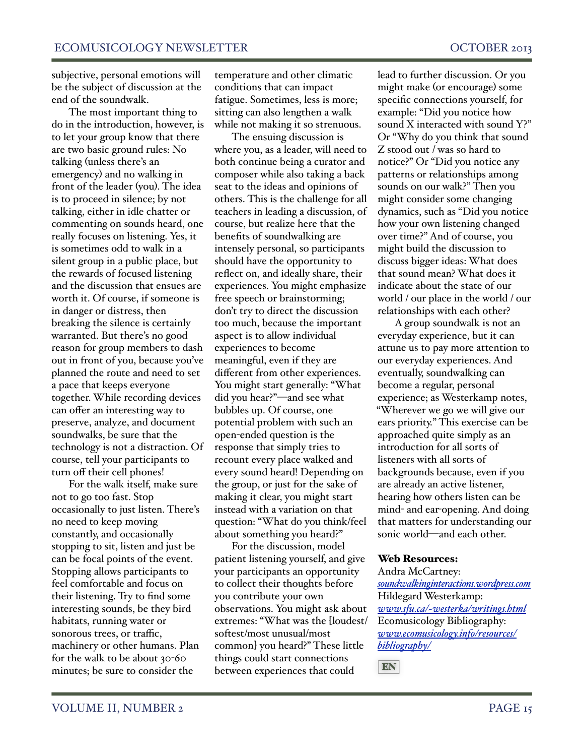subjective, personal emotions will be the subject of discussion at the end of the soundwalk.

The most important thing to do in the introduction, however, is to let your group know that there are two basic ground rules: No talking (unless there's an emergency) and no walking in front of the leader (you). The idea is to proceed in silence; by not talking, either in idle chatter or commenting on sounds heard, one really focuses on listening. Yes, it is sometimes odd to walk in a silent group in a public place, but the rewards of focused listening and the discussion that ensues are worth it. Of course, if someone is in danger or distress, then breaking the silence is certainly warranted. But there's no good reason for group members to dash out in front of you, because you've planned the route and need to set a pace that keeps everyone together. While recording devices can offer an interesting way to preserve, analyze, and document soundwalks, be sure that the technology is not a distraction. Of course, tell your participants to turn off their cell phones!

For the walk itself, make sure not to go too fast. Stop occasionally to just listen. There's no need to keep moving constantly, and occasionally stopping to sit, listen and just be can be focal points of the event. Stopping allows participants to feel comfortable and focus on their listening. Try to find some interesting sounds, be they bird habitats, running water or sonorous trees, or traffic, machinery or other humans. Plan for the walk to be about 30-60 minutes; be sure to consider the temperature and other climatic conditions that can impact fatigue. Sometimes, less is more; sitting can also lengthen a walk while not making it so strenuous.

The ensuing discussion is where you, as a leader, will need to both continue being a curator and composer while also taking a back seat to the ideas and opinions of others. This is the challenge for all teachers in leading a discussion, of course, but realize here that the benefits of soundwalking are intensely personal, so participants should have the opportunity to reflect on, and ideally share, their experiences. You might emphasize free speech or brainstorming; don't try to direct the discussion too much, because the important aspect is to allow individual experiences to become meaningful, even if they are different from other experiences. You might start generally: "What did you hear?"—and see what bubbles up. Of course, one potential problem with such an open-ended question is the response that simply tries to recount every place walked and every sound heard! Depending on the group, or just for the sake of making it clear, you might start instead with a variation on that question: "What do you think/feel about something you heard?"

For the discussion, model patient listening yourself, and give your participants an opportunity to collect their thoughts before you contribute your own observations. You might ask about extremes: "What was the [loudest/softest/most unusual/most common] you heard?" These little things could start connections between experiences that could lead to further discussion. Or you might make (or encourage) some specific connections yourself, for example: "Did you notice how sound X interacted with sound Y?" Or "Why do you think that sound Z stood out / was so hard to notice?" Or "Did you notice any patterns or relationships among sounds on our walk?" Then you might consider some changing dynamics, such as "Did you notice how your own listening changed over time?" And of course, you might build the discussion to discuss bigger ideas: What does that sound mean? What does it indicate about the state of our world / our place in the world / our relationships with each other?

A group soundwalk is not an everyday experience, but it can attune us to pay more attention to our everyday experiences. And eventually, soundwalking can become a regular, personal experience; as Westerkamp notes, "Wherever we go we will give our ears priority." This exercise can be approached quite simply as an introduction for all sorts of listeners with all sorts of backgrounds because, even if you are already an active listener, hearing how others listen can be mind- and ear-opening. And doing that matters for understanding our sonic world—and each other.

**Web Resources:**

Andra McCartney:
*soundwalkinginteractions.wordpress.com*

Hildegard Westerkamp:
*www.sfu.ca/~westerka/writings.html*

Ecomusicology Bibliography:
*www.ecomusicology.info/resources/bibliography/*

EN